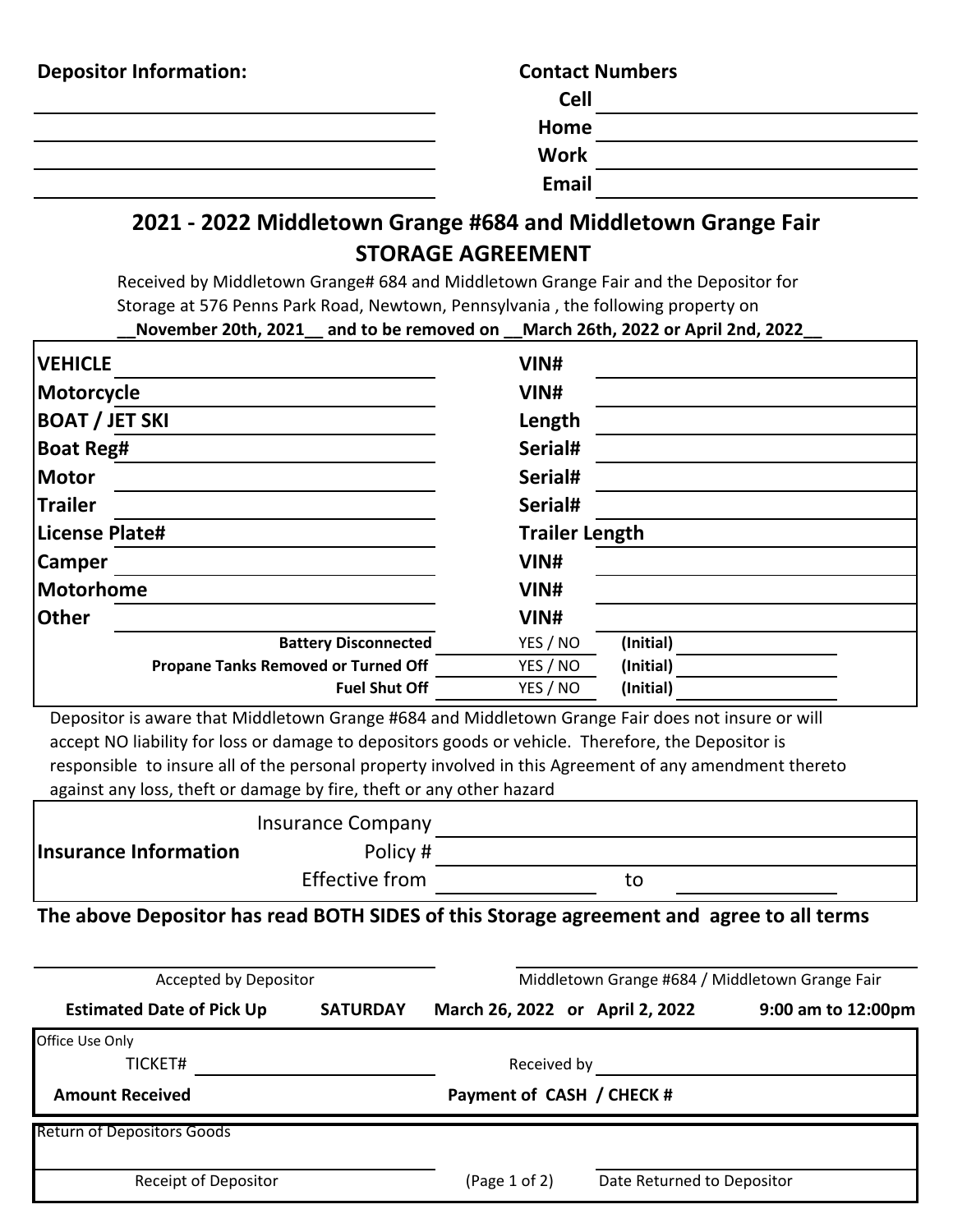**Depositor Information:**

| | |
|---|---|
| | **Cell** |
| | **Home** |
| | **Work** |
| | **Email** |

## 2021 - 2022 Middletown Grange #684 and Middletown Grange Fair
## STORAGE AGREEMENT

Received by Middletown Grange# 684 and Middletown Grange Fair and the Depositor for Storage at 576 Penns Park Road, Newtown, Pennsylvania , the following property on
**__November 20th, 2021__ and to be removed on __March 26th, 2022 or April 2nd, 2022__**

| | | | |
|---|---|---|---|
| **VEHICLE** | | **VIN#** | |
| **Motorcycle** | | **VIN#** | |
| **BOAT / JET SKI** | | **Length** | |
| **Boat Reg#** | | **Serial#** | |
| **Motor** | | **Serial#** | |
| **Trailer** | | **Serial#** | |
| **License Plate#** | | **Trailer Length** | |
| **Camper** | | **VIN#** | |
| **Motorhome** | | **VIN#** | |
| **Other** | | **VIN#** | |
| **Battery Disconnected** | | YES / NO | **(Initial)** |
| **Propane Tanks Removed or Turned Off** | | YES / NO | **(Initial)** |
| **Fuel Shut Off** | | YES / NO | **(Initial)** |

Depositor is aware that Middletown Grange #684 and Middletown Grange Fair does not insure or will accept NO liability for loss or damage to depositors goods or vehicle. Therefore, the Depositor is responsible to insure all of the personal property involved in this Agreement of any amendment thereto against any loss, theft or damage by fire, theft or any other hazard

| | | |
|---|---|---|
| **Insurance Information** | Insurance Company | |
| | Policy # | |
| | Effective from | to |

**The above Depositor has read BOTH SIDES of this Storage agreement and agree to all terms**

| | |
|---|---|
| Accepted by Depositor | Middletown Grange #684 / Middletown Grange Fair |

**Estimated Date of Pick Up** **SATURDAY** **March 26, 2022 or April 2, 2022** **9:00 am to 12:00pm**

| | |
|---|---|
| Office Use Only | |
| TICKET# | Received by |
| **Amount Received** | **Payment of CASH / CHECK #** |

| | |
|---|---|
| Return of Depositors Goods | |
| Receipt of Depositor | Date Returned to Depositor |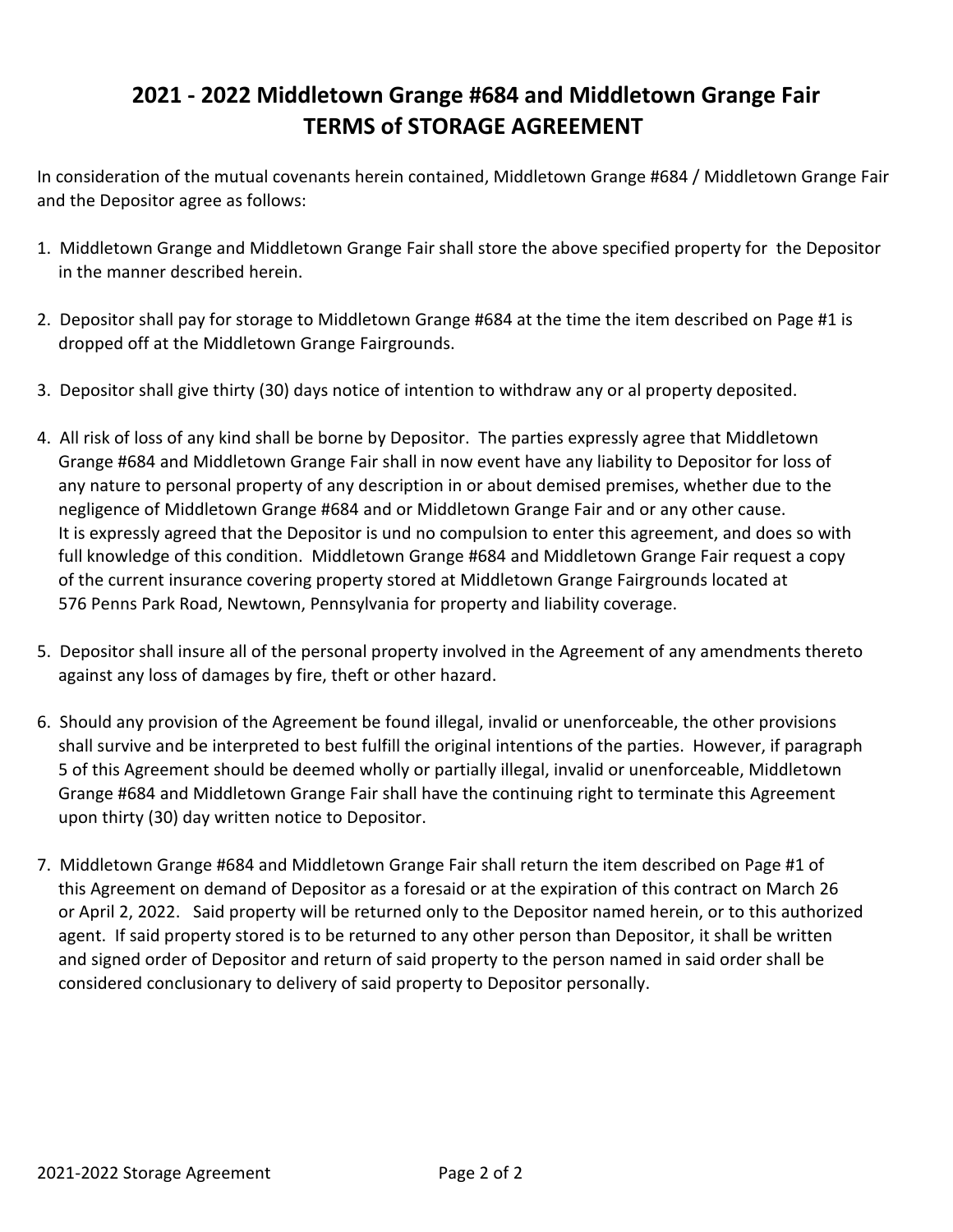# 2021 - 2022 Middletown Grange #684 and Middletown Grange Fair
# TERMS of STORAGE AGREEMENT

In consideration of the mutual covenants herein contained, Middletown Grange #684 / Middletown Grange Fair and the Depositor agree as follows:

1. Middletown Grange and Middletown Grange Fair shall store the above specified property for the Depositor in the manner described herein.

2. Depositor shall pay for storage to Middletown Grange #684 at the time the item described on Page #1 is dropped off at the Middletown Grange Fairgrounds.

3. Depositor shall give thirty (30) days notice of intention to withdraw any or al property deposited.

4. All risk of loss of any kind shall be borne by Depositor. The parties expressly agree that Middletown Grange #684 and Middletown Grange Fair shall in now event have any liability to Depositor for loss of any nature to personal property of any description in or about demised premises, whether due to the negligence of Middletown Grange #684 and or Middletown Grange Fair and or any other cause. It is expressly agreed that the Depositor is und no compulsion to enter this agreement, and does so with full knowledge of this condition. Middletown Grange #684 and Middletown Grange Fair request a copy of the current insurance covering property stored at Middletown Grange Fairgrounds located at 576 Penns Park Road, Newtown, Pennsylvania for property and liability coverage.

5. Depositor shall insure all of the personal property involved in the Agreement of any amendments thereto against any loss of damages by fire, theft or other hazard.

6. Should any provision of the Agreement be found illegal, invalid or unenforceable, the other provisions shall survive and be interpreted to best fulfill the original intentions of the parties. However, if paragraph 5 of this Agreement should be deemed wholly or partially illegal, invalid or unenforceable, Middletown Grange #684 and Middletown Grange Fair shall have the continuing right to terminate this Agreement upon thirty (30) day written notice to Depositor.

7. Middletown Grange #684 and Middletown Grange Fair shall return the item described on Page #1 of this Agreement on demand of Depositor as a foresaid or at the expiration of this contract on March 26 or April 2, 2022. Said property will be returned only to the Depositor named herein, or to this authorized agent. If said property stored is to be returned to any other person than Depositor, it shall be written and signed order of Depositor and return of said property to the person named in said order shall be considered conclusionary to delivery of said property to Depositor personally.